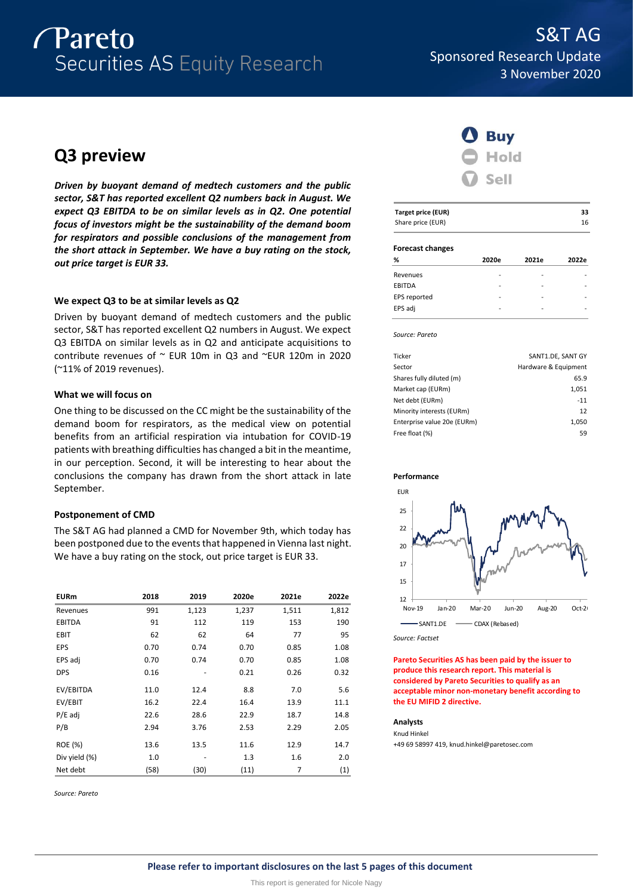# Pareto Securities AS Equity Research

## S&T AG

Sponsored Research Update

3 November 2020

# Q3 preview

***Driven by buoyant demand of medtech customers and the public sector, S&T has reported excellent Q2 numbers back in August. We expect Q3 EBITDA to be on similar levels as in Q2. One potential focus of investors might be the sustainability of the demand boom for respirators and possible conclusions of the management from the short attack in September. We have a buy rating on the stock, out price target is EUR 33.***

### We expect Q3 to be at similar levels as Q2

Driven by buoyant demand of medtech customers and the public sector, S&T has reported excellent Q2 numbers in August. We expect Q3 EBITDA on similar levels as in Q2 and anticipate acquisitions to contribute revenues of ~ EUR 10m in Q3 and ~EUR 120m in 2020 (~11% of 2019 revenues).

### What we will focus on

One thing to be discussed on the CC might be the sustainability of the demand boom for respirators, as the medical view on potential benefits from an artificial respiration via intubation for COVID-19 patients with breathing difficulties has changed a bit in the meantime, in our perception. Second, it will be interesting to hear about the conclusions the company has drawn from the short attack in late September.

### Postponement of CMD

The S&T AG had planned a CMD for November 9th, which today has been postponed due to the events that happened in Vienna last night. We have a buy rating on the stock, out price target is EUR 33.

| EURm | 2018 | 2019 | 2020e | 2021e | 2022e |
|---|---|---|---|---|---|
| Revenues | 991 | 1,123 | 1,237 | 1,511 | 1,812 |
| EBITDA | 91 | 112 | 119 | 153 | 190 |
| EBIT | 62 | 62 | 64 | 77 | 95 |
| EPS | 0.70 | 0.74 | 0.70 | 0.85 | 1.08 |
| EPS adj | 0.70 | 0.74 | 0.70 | 0.85 | 1.08 |
| DPS | 0.16 | - | 0.21 | 0.26 | 0.32 |
| EV/EBITDA | 11.0 | 12.4 | 8.8 | 7.0 | 5.6 |
| EV/EBIT | 16.2 | 22.4 | 16.4 | 13.9 | 11.1 |
| P/E adj | 22.6 | 28.6 | 22.9 | 18.7 | 14.8 |
| P/B | 2.94 | 3.76 | 2.53 | 2.29 | 2.05 |
| ROE (%) | 13.6 | 13.5 | 11.6 | 12.9 | 14.7 |
| Div yield (%) | 1.0 | - | 1.3 | 1.6 | 2.0 |
| Net debt | (58) | (30) | (11) | 7 | (1) |

*Source: Pareto*

**Buy**

Hold

Sell

| Target price (EUR) | 33 |
|---|---|
| Share price (EUR) | 16 |

**Forecast changes**

| % | 2020e | 2021e | 2022e |
|---|---|---|---|
| Revenues | - | - | - |
| EBITDA | - | - | - |
| EPS reported | - | - | - |
| EPS adj | - | - | - |

*Source: Pareto*

| | |
|---|---|
| Ticker | SANT1.DE, SANT GY |
| Sector | Hardware & Equipment |
| Shares fully diluted (m) | 65.9 |
| Market cap (EURm) | 1,051 |
| Net debt (EURm) | -11 |
| Minority interests (EURm) | 12 |
| Enterprise value 20e (EURm) | 1,050 |
| Free float (%) | 59 |

**Performance**

*Source: Factset*

**Pareto Securities AS has been paid by the issuer to produce this research report. This material is considered by Pareto Securities to qualify as an acceptable minor non-monetary benefit according to the EU MIFID 2 directive.**

**Analysts**

Knud Hinkel

+49 69 58997 419, knud.hinkel@paretosec.com

**Please refer to important disclosures on the last 5 pages of this document**

This report is generated for Nicole Nagy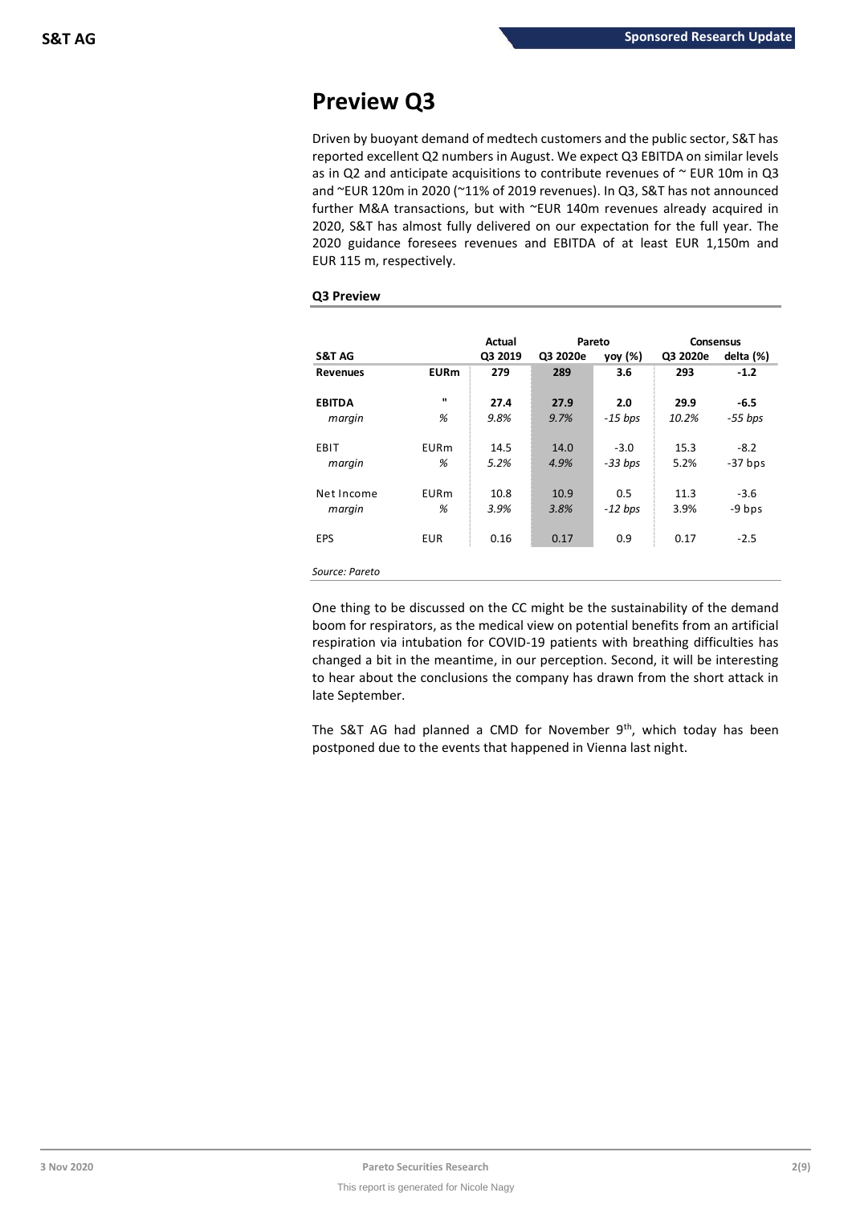# Preview Q3

Driven by buoyant demand of medtech customers and the public sector, S&T has reported excellent Q2 numbers in August. We expect Q3 EBITDA on similar levels as in Q2 and anticipate acquisitions to contribute revenues of ~ EUR 10m in Q3 and ~EUR 120m in 2020 (~11% of 2019 revenues). In Q3, S&T has not announced further M&A transactions, but with ~EUR 140m revenues already acquired in 2020, S&T has almost fully delivered on our expectation for the full year. The 2020 guidance foresees revenues and EBITDA of at least EUR 1,150m and EUR 115 m, respectively.

**Q3 Preview**

| | | Actual | Pareto | | Consensus | |
|---|---|---|---|---|---|---|
| **S&T AG** | | **Q3 2019** | **Q3 2020e** | **yoy (%)** | **Q3 2020e** | **delta (%)** |
| **Revenues** | **EURm** | **279** | **289** | **3.6** | **293** | **-1.2** |
| **EBITDA** | **"** | **27.4** | **27.9** | **2.0** | **29.9** | **-6.5** |
| *margin* | *%* | *9.8%* | *9.7%* | *-15 bps* | *10.2%* | *-55 bps* |
| EBIT | EURm | 14.5 | 14.0 | -3.0 | 15.3 | -8.2 |
| *margin* | *%* | *5.2%* | *4.9%* | *-33 bps* | 5.2% | -37 bps |
| Net Income | EURm | 10.8 | 10.9 | 0.5 | 11.3 | -3.6 |
| *margin* | *%* | *3.9%* | *3.8%* | *-12 bps* | 3.9% | -9 bps |
| EPS | EUR | 0.16 | 0.17 | 0.9 | 0.17 | -2.5 |

*Source: Pareto*

One thing to be discussed on the CC might be the sustainability of the demand boom for respirators, as the medical view on potential benefits from an artificial respiration via intubation for COVID-19 patients with breathing difficulties has changed a bit in the meantime, in our perception. Second, it will be interesting to hear about the conclusions the company has drawn from the short attack in late September.

The S&T AG had planned a CMD for November 9th, which today has been postponed due to the events that happened in Vienna last night.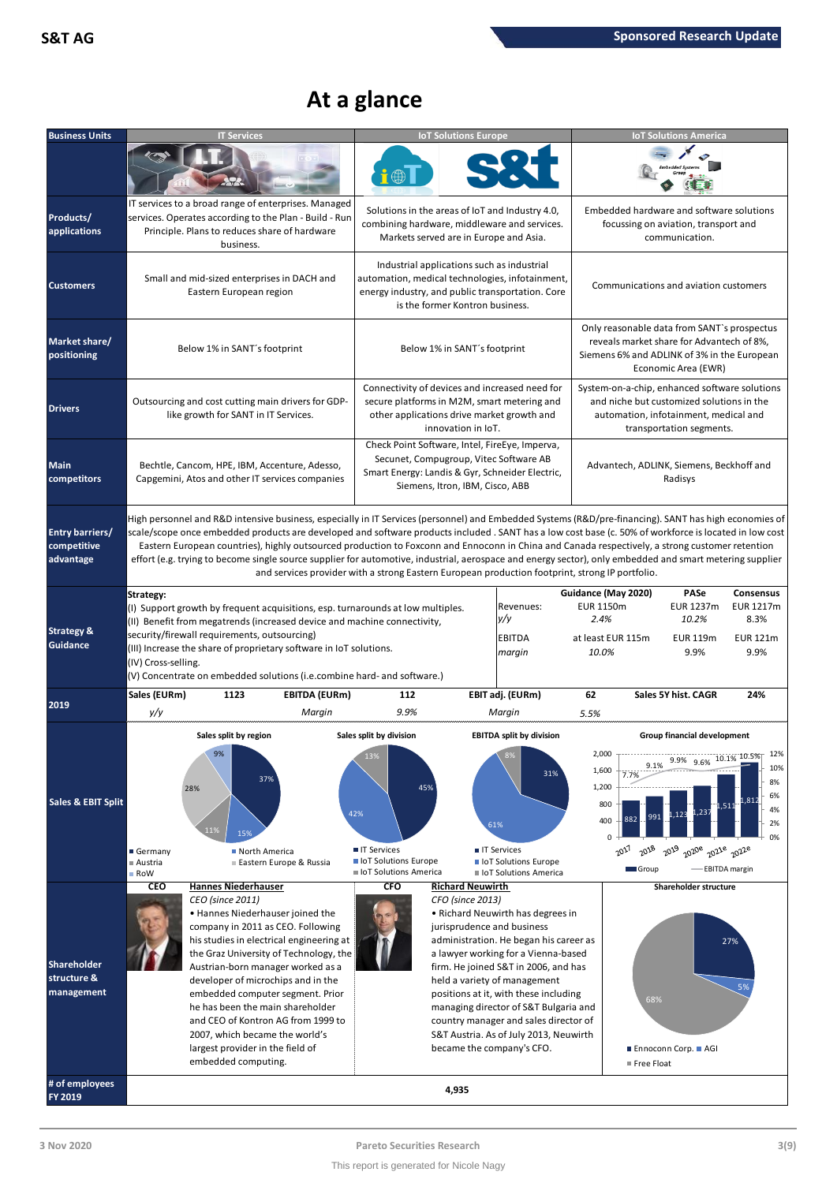# At a glance

| Business Units | IT Services | IoT Solutions Europe | IoT Solutions America |
|---|---|---|---|
| Products/ applications | IT services to a broad range of enterprises. Managed services. Operates according to the Plan - Build - Run Principle. Plans to reduces share of hardware business. | Solutions in the areas of IoT and Industry 4.0, combining hardware, middleware and services. Markets served are in Europe and Asia. | Embedded hardware and software solutions focussing on aviation, transport and communication. |
| Customers | Small and mid-sized enterprises in DACH and Eastern European region | Industrial applications such as industrial automation, medical technologies, infotainment, energy industry, and public transportation. Core is the former Kontron business. | Communications and aviation customers |
| Market share/ positioning | Below 1% in SANT´s footprint | Below 1% in SANT´s footprint | Only reasonable data from SANT`s prospectus reveals market share for Advantech of 8%, Siemens 6% and ADLINK of 3% in the European Economic Area (EWR) |
| Drivers | Outsourcing and cost cutting main drivers for GDP-like growth for SANT in IT Services. | Connectivity of devices and increased need for secure platforms in M2M, smart metering and other applications drive market growth and innovation in IoT. | System-on-a-chip, enhanced software solutions and niche but customized solutions in the automation, infotainment, medical and transportation segments. |
| Main competitors | Bechtle, Cancom, HPE, IBM, Accenture, Adesso, Capgemini, Atos and other IT services companies | Check Point Software, Intel, FireEye, Imperva, Secunet, Compugroup, Vitec Software AB Smart Energy: Landis & Gyr, Schneider Electric, Siemens, Itron, IBM, Cisco, ABB | Advantech, ADLINK, Siemens, Beckhoff and Radisys |

**Entry barriers/ competitive advantage:** High personnel and R&D intensive business, especially in IT Services (personnel) and Embedded Systems (R&D/pre-financing). SANT has high economies of scale/scope once embedded products are developed and software products included . SANT has a low cost base (c. 50% of workforce is located in low cost Eastern European countries), highly outsourced production to Foxconn and Ennoconn in China and Canada respectively, a strong customer retention effort (e.g. trying to become single source supplier for automotive, industrial, aerospace and energy sector), only embedded and smart metering supplier and services provider with a strong Eastern European production footprint, strong IP portfolio.

**Strategy & Guidance**

**Strategy:**
(I) Support growth by frequent acquisitions, esp. turnarounds at low multiples.
(II) Benefit from megatrends (increased device and machine connectivity, security/firewall requirements, outsourcing)
(III) Increase the share of proprietary software in IoT solutions.
(IV) Cross-selling.
(V) Concentrate on embedded solutions (i.e.combine hard- and software.)

| | Guidance (May 2020) | PASe | Consensus |
|---|---|---|---|
| Revenues: | EUR 1150m | EUR 1237m | EUR 1217m |
| *y/y* | *2.4%* | *10.2%* | *8.3%* |
| EBITDA | at least EUR 115m | EUR 119m | EUR 121m |
| *margin* | *10.0%* | *9.9%* | *9.9%* |

**2019**

| Sales (EURm) | 1123 | EBITDA (EURm) | 112 | EBIT adj. (EURm) | 62 | Sales 5Y hist. CAGR | 24% |
|---|---|---|---|---|---|---|---|
| *y/y* | | *Margin* | *9.9%* | *Margin* | *5.5%* | | |

**Sales & EBIT Split**

Sales split by region: Germany 37%, Austria 15%, Eastern Europe & Russia 11%, North America 28%, RoW 9%

Sales split by division: IT Services 45%, IoT Solutions Europe 42%, IoT Solutions America 13%

EBITDA split by division: IT Services 31%, IoT Solutions Europe 61%, IoT Solutions America 8%

Group financial development:

| | 2017 | 2018 | 2019 | 2020e | 2021e | 2022e |
|---|---|---|---|---|---|---|
| Group | 882 | 991 | 1,123 | 1,237 | 1,511 | 1,812 |
| EBITDA margin | 7.7% | 9.1% | 9.9% | 9.6% | 10.1% | 10.5% |

**Shareholder structure & management**

**CEO: Hannes Niederhauser**
*CEO (since 2011)*
• Hannes Niederhauser joined the company in 2011 as CEO. Following his studies in electrical engineering at the Graz University of Technology, the Austrian-born manager worked as a developer of microchips and in the embedded computer segment. Prior he has been the main shareholder and CEO of Kontron AG from 1999 to 2007, which became the world's largest provider in the field of embedded computing.

**CFO: Richard Neuwirth**
*CFO (since 2013)*
• Richard Neuwirth has degrees in jurisprudence and business administration. He began his career as a lawyer working for a Vienna-based firm. He joined S&T in 2006, and has held a variety of management positions at it, with these including managing director of S&T Bulgaria and country manager and sales director of S&T Austria. As of July 2013, Neuwirth became the company's CFO.

Shareholder structure: Ennoconn Corp. 27%, AGI 5%, Free Float 68%

**# of employees FY 2019:** 4,935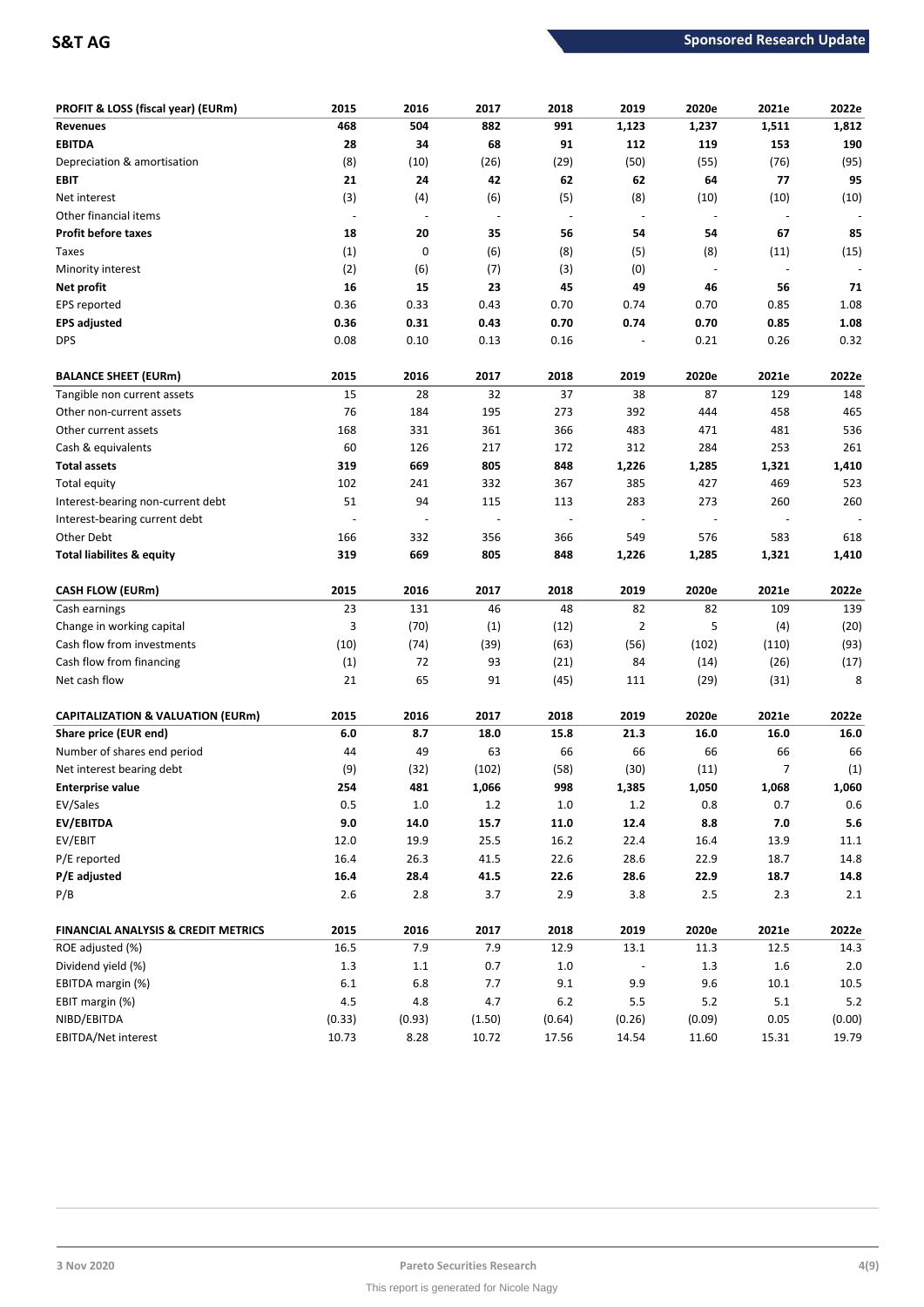| PROFIT & LOSS (fiscal year) (EURm) | 2015 | 2016 | 2017 | 2018 | 2019 | 2020e | 2021e | 2022e |
|---|---|---|---|---|---|---|---|---|
| **Revenues** | **468** | **504** | **882** | **991** | **1,123** | **1,237** | **1,511** | **1,812** |
| **EBITDA** | **28** | **34** | **68** | **91** | **112** | **119** | **153** | **190** |
| Depreciation & amortisation | (8) | (10) | (26) | (29) | (50) | (55) | (76) | (95) |
| **EBIT** | **21** | **24** | **42** | **62** | **62** | **64** | **77** | **95** |
| Net interest | (3) | (4) | (6) | (5) | (8) | (10) | (10) | (10) |
| Other financial items | - | - | - | - | - | - | - | - |
| **Profit before taxes** | **18** | **20** | **35** | **56** | **54** | **54** | **67** | **85** |
| Taxes | (1) | 0 | (6) | (8) | (5) | (8) | (11) | (15) |
| Minority interest | (2) | (6) | (7) | (3) | (0) | - | - | - |
| **Net profit** | **16** | **15** | **23** | **45** | **49** | **46** | **56** | **71** |
| EPS reported | 0.36 | 0.33 | 0.43 | 0.70 | 0.74 | 0.70 | 0.85 | 1.08 |
| **EPS adjusted** | **0.36** | **0.31** | **0.43** | **0.70** | **0.74** | **0.70** | **0.85** | **1.08** |
| DPS | 0.08 | 0.10 | 0.13 | 0.16 | - | 0.21 | 0.26 | 0.32 |

| BALANCE SHEET (EURm) | 2015 | 2016 | 2017 | 2018 | 2019 | 2020e | 2021e | 2022e |
|---|---|---|---|---|---|---|---|---|
| Tangible non current assets | 15 | 28 | 32 | 37 | 38 | 87 | 129 | 148 |
| Other non-current assets | 76 | 184 | 195 | 273 | 392 | 444 | 458 | 465 |
| Other current assets | 168 | 331 | 361 | 366 | 483 | 471 | 481 | 536 |
| Cash & equivalents | 60 | 126 | 217 | 172 | 312 | 284 | 253 | 261 |
| **Total assets** | **319** | **669** | **805** | **848** | **1,226** | **1,285** | **1,321** | **1,410** |
| Total equity | 102 | 241 | 332 | 367 | 385 | 427 | 469 | 523 |
| Interest-bearing non-current debt | 51 | 94 | 115 | 113 | 283 | 273 | 260 | 260 |
| Interest-bearing current debt | - | - | - | - | - | - | - | - |
| Other Debt | 166 | 332 | 356 | 366 | 549 | 576 | 583 | 618 |
| **Total liabilites & equity** | **319** | **669** | **805** | **848** | **1,226** | **1,285** | **1,321** | **1,410** |

| CASH FLOW (EURm) | 2015 | 2016 | 2017 | 2018 | 2019 | 2020e | 2021e | 2022e |
|---|---|---|---|---|---|---|---|---|
| Cash earnings | 23 | 131 | 46 | 48 | 82 | 82 | 109 | 139 |
| Change in working capital | 3 | (70) | (1) | (12) | 2 | 5 | (4) | (20) |
| Cash flow from investments | (10) | (74) | (39) | (63) | (56) | (102) | (110) | (93) |
| Cash flow from financing | (1) | 72 | 93 | (21) | 84 | (14) | (26) | (17) |
| Net cash flow | 21 | 65 | 91 | (45) | 111 | (29) | (31) | 8 |

| CAPITALIZATION & VALUATION (EURm) | 2015 | 2016 | 2017 | 2018 | 2019 | 2020e | 2021e | 2022e |
|---|---|---|---|---|---|---|---|---|
| **Share price (EUR end)** | **6.0** | **8.7** | **18.0** | **15.8** | **21.3** | **16.0** | **16.0** | **16.0** |
| Number of shares end period | 44 | 49 | 63 | 66 | 66 | 66 | 66 | 66 |
| Net interest bearing debt | (9) | (32) | (102) | (58) | (30) | (11) | 7 | (1) |
| **Enterprise value** | **254** | **481** | **1,066** | **998** | **1,385** | **1,050** | **1,068** | **1,060** |
| EV/Sales | 0.5 | 1.0 | 1.2 | 1.0 | 1.2 | 0.8 | 0.7 | 0.6 |
| **EV/EBITDA** | **9.0** | **14.0** | **15.7** | **11.0** | **12.4** | **8.8** | **7.0** | **5.6** |
| EV/EBIT | 12.0 | 19.9 | 25.5 | 16.2 | 22.4 | 16.4 | 13.9 | 11.1 |
| P/E reported | 16.4 | 26.3 | 41.5 | 22.6 | 28.6 | 22.9 | 18.7 | 14.8 |
| **P/E adjusted** | **16.4** | **28.4** | **41.5** | **22.6** | **28.6** | **22.9** | **18.7** | **14.8** |
| P/B | 2.6 | 2.8 | 3.7 | 2.9 | 3.8 | 2.5 | 2.3 | 2.1 |

| FINANCIAL ANALYSIS & CREDIT METRICS | 2015 | 2016 | 2017 | 2018 | 2019 | 2020e | 2021e | 2022e |
|---|---|---|---|---|---|---|---|---|
| ROE adjusted (%) | 16.5 | 7.9 | 7.9 | 12.9 | 13.1 | 11.3 | 12.5 | 14.3 |
| Dividend yield (%) | 1.3 | 1.1 | 0.7 | 1.0 | - | 1.3 | 1.6 | 2.0 |
| EBITDA margin (%) | 6.1 | 6.8 | 7.7 | 9.1 | 9.9 | 9.6 | 10.1 | 10.5 |
| EBIT margin (%) | 4.5 | 4.8 | 4.7 | 6.2 | 5.5 | 5.2 | 5.1 | 5.2 |
| NIBD/EBITDA | (0.33) | (0.93) | (1.50) | (0.64) | (0.26) | (0.09) | 0.05 | (0.00) |
| EBITDA/Net interest | 10.73 | 8.28 | 10.72 | 17.56 | 14.54 | 11.60 | 15.31 | 19.79 |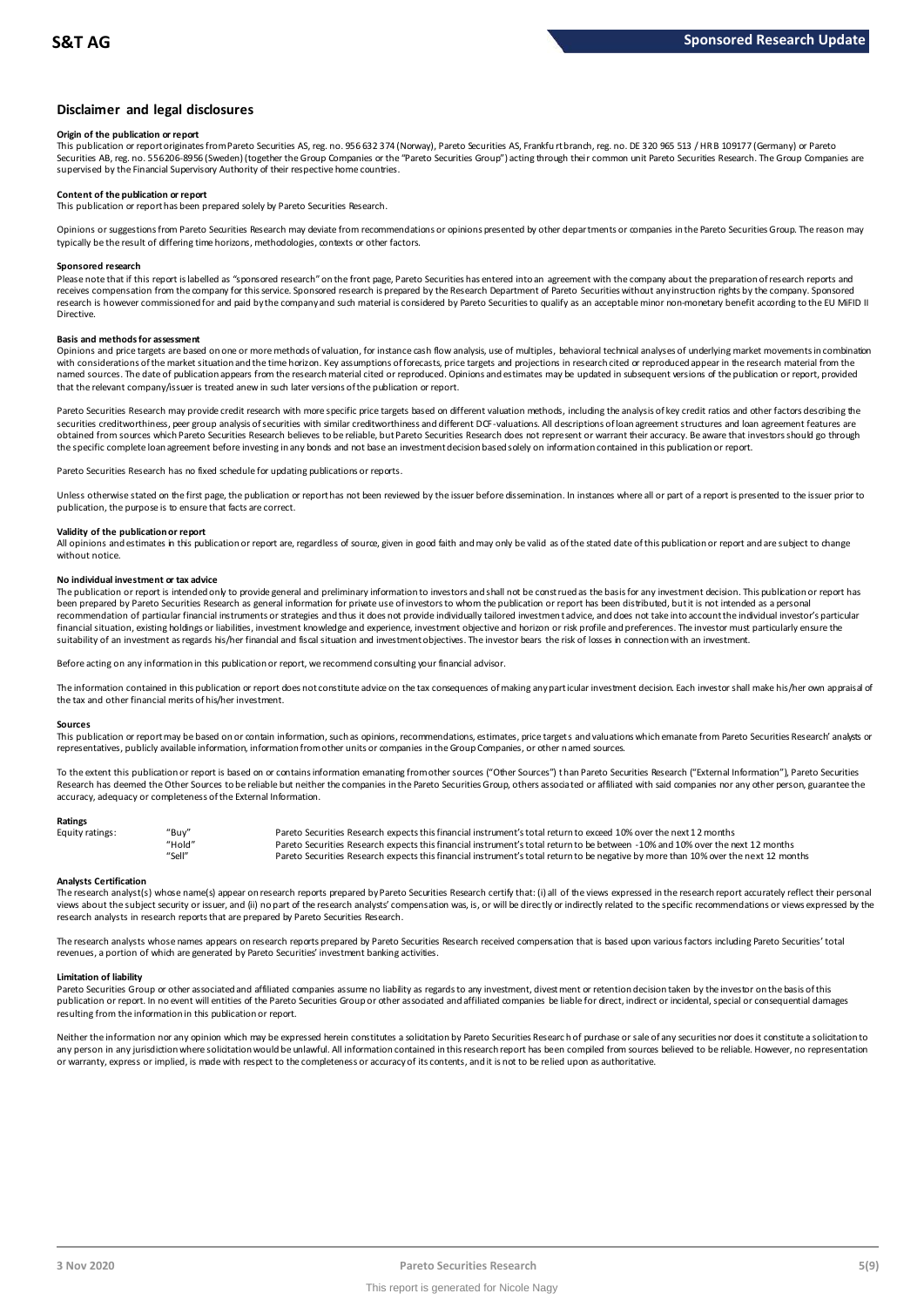## Disclaimer and legal disclosures

**Origin of the publication or report**

This publication or report originates from Pareto Securities AS, reg. no. 956 632 374 (Norway), Pareto Securities AS, Frankfurt branch, reg. no. DE 320 965 513 / HR B 109177 (Germany) or Pareto Securities AB, reg. no. 556206-8956 (Sweden) (together the Group Companies or the "Pareto Securities Group") acting through their common unit Pareto Securities Research. The Group Companies are supervised by the Financial Supervisory Authority of their respective home countries.

**Content of the publication or report**

This publication or report has been prepared solely by Pareto Securities Research.

Opinions or suggestions from Pareto Securities Research may deviate from recommendations or opinions presented by other departments or companies in the Pareto Securities Group. The reason may typically be the result of differing time horizons, methodologies, contexts or other factors.

**Sponsored research**

Please note that if this report is labelled as "sponsored research" on the front page, Pareto Securities has entered into an agreement with the company about the preparation of research reports and receives compensation from the company for this service. Sponsored research is prepared by the Research Department of Pareto Securities without any instruction rights by the company. Sponsored research is however commissioned for and paid by the company and such material is considered by Pareto Securities to qualify as an acceptable minor non-monetary benefit according to the EU MiFID II Directive.

**Basis and methods for assessment**

Opinions and price targets are based on one or more methods of valuation, for instance cash flow analysis, use of multiples, behavioral technical analyses of underlying market movements in combination with considerations of the market situation and the time horizon. Key assumptions of forecasts, price targets and projections in research cited or reproduced appear in the research material from the named sources. The date of publication appears from the research material cited or reproduced. Opinions and estimates may be updated in subsequent versions of the publication or report, provided that the relevant company/issuer is treated anew in such later versions of the publication or report.

Pareto Securities Research may provide credit research with more specific price targets based on different valuation methods, including the analysis of key credit ratios and other factors describing the securities creditworthiness, peer group analysis of securities with similar creditworthiness and different DCF-valuations. All descriptions of loan agreement structures and loan agreement features are obtained from sources which Pareto Securities Research believes to be reliable, but Pareto Securities Research does not represent or warrant their accuracy. Be aware that investors should go through the specific complete loan agreement before investing in any bonds and not base an investment decision based solely on information contained in this publication or report.

Pareto Securities Research has no fixed schedule for updating publications or reports.

Unless otherwise stated on the first page, the publication or report has not been reviewed by the issuer before dissemination. In instances where all or part of a report is presented to the issuer prior to publication, the purpose is to ensure that facts are correct.

**Validity of the publication or report**

All opinions and estimates in this publication or report are, regardless of source, given in good faith and may only be valid as of the stated date of this publication or report and are subject to change without notice.

**No individual investment or tax advice**

The publication or report is intended only to provide general and preliminary information to investors and shall not be construed as the basis for any investment decision. This publication or report has been prepared by Pareto Securities Research as general information for private use of investors to whom the publication or report has been distributed, but it is not intended as a personal recommendation of particular financial instruments or strategies and thus it does not provide individually tailored investment advice, and does not take into account the individual investor's particular financial situation, existing holdings or liabilities, investment knowledge and experience, investment objective and horizon or risk profile and preferences. The investor must particularly ensure the suitability of an investment as regards his/her financial and fiscal situation and investment objectives. The investor bears the risk of losses in connection with an investment.

Before acting on any information in this publication or report, we recommend consulting your financial advisor.

The information contained in this publication or report does not constitute advice on the tax consequences of making any particular investment decision. Each investor shall make his/her own appraisal of the tax and other financial merits of his/her investment.

**Sources**

This publication or report may be based on or contain information, such as opinions, recommendations, estimates, price targets and valuations which emanate from Pareto Securities Research' analysts or representatives, publicly available information, information from other units or companies in the Group Companies, or other named sources.

To the extent this publication or report is based on or contains information emanating from other sources ("Other Sources") than Pareto Securities Research ("External Information"), Pareto Securities Research has deemed the Other Sources to be reliable but neither the companies in the Pareto Securities Group, others associated or affiliated with said companies nor any other person, guarantee the accuracy, adequacy or completeness of the External Information.

**Ratings**

| Equity ratings: | "Buy" | Pareto Securities Research expects this financial instrument's total return to exceed 10% over the next 12 months |
|---|---|---|
| | "Hold" | Pareto Securities Research expects this financial instrument's total return to be between -10% and 10% over the next 12 months |
| | "Sell" | Pareto Securities Research expects this financial instrument's total return to be negative by more than 10% over the next 12 months |

**Analysts Certification**

The research analyst(s) whose name(s) appear on research reports prepared by Pareto Securities Research certify that: (i) all of the views expressed in the research report accurately reflect their personal views about the subject security or issuer, and (ii) no part of the research analysts' compensation was, is, or will be directly or indirectly related to the specific recommendations or views expressed by the research analysts in research reports that are prepared by Pareto Securities Research.

The research analysts whose names appears on research reports prepared by Pareto Securities Research received compensation that is based upon various factors including Pareto Securities' total revenues, a portion of which are generated by Pareto Securities' investment banking activities.

**Limitation of liability**

Pareto Securities Group or other associated and affiliated companies assume no liability as regards to any investment, divestment or retention decision taken by the investor on the basis of this publication or report. In no event will entities of the Pareto Securities Group or other associated and affiliated companies be liable for direct, indirect or incidental, special or consequential damages resulting from the information in this publication or report.

Neither the information nor any opinion which may be expressed herein constitutes a solicitation by Pareto Securities Research of purchase or sale of any securities nor does it constitute a solicitation to any person in any jurisdiction where solicitation would be unlawful. All information contained in this research report has been compiled from sources believed to be reliable. However, no representation or warranty, express or implied, is made with respect to the completeness or accuracy of its contents, and it is not to be relied upon as authoritative.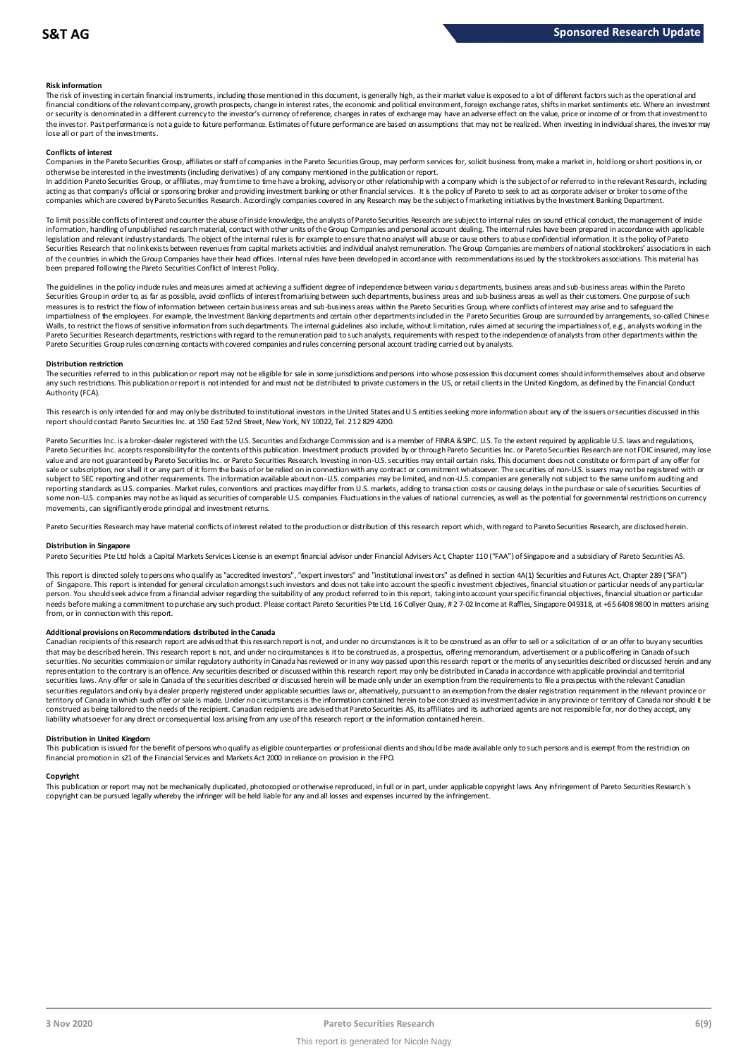#### Risk information

The risk of investing in certain financial instruments, including those mentioned in this document, is generally high, as their market value is exposed to a lot of different factors such as the operational and financial conditions of the relevant company, growth prospects, change in interest rates, the economic and political environment, foreign exchange rates, shifts in market sentiments etc. Where an investment or security is denominated in a different currency to the investor's currency of reference, changes in rates of exchange may have an adverse effect on the value, price or income of or from that investment to the investor. Past performance is not a guide to future performance. Estimates of future performance are based on assumptions that may not be realized. When investing in individual shares, the investor may lose all or part of the investments.

#### Conflicts of interest

Companies in the Pareto Securities Group, affiliates or staff of companies in the Pareto Securities Group, may perform services for, solicit business from, make a market in, hold long or short positions in, or otherwise be interested in the investments (including derivatives) of any company mentioned in the publication or report.

In addition Pareto Securities Group, or affiliates, may from time to time have a broking, advisory or other relationship with a company which is the subject of or referred to in the relevant Research, including acting as that company's official or sponsoring broker and providing investment banking or other financial services. It is the policy of Pareto to seek to act as corporate adviser or broker to some of the companies which are covered by Pareto Securities Research. Accordingly companies covered in any Research may be the subject of marketing initiatives by the Investment Banking Department.

To limit possible conflicts of interest and counter the abuse of inside knowledge, the analysts of Pareto Securities Research are subject to internal rules on sound ethical conduct, the management of inside information, handling of unpublished research material, contact with other units of the Group Companies and personal account dealing. The internal rules have been prepared in accordance with applicable legislation and relevant industry standards. The object of the internal rules is for example to ensure that no analyst will abuse or cause others to abuse confidential information. It is the policy of Pareto Securities Research that no link exists between revenues from capital markets activities and individual analyst remuneration. The Group Companies are members of national stockbrokers' associations in each of the countries in which the Group Companies have their head offices. Internal rules have been developed in accordance with recommendations issued by the stockbrokers associations. This material has been prepared following the Pareto Securities Conflict of Interest Policy.

The guidelines in the policy include rules and measures aimed at achieving a sufficient degree of independence between various departments, business areas and sub-business areas within the Pareto Securities Group in order to, as far as possible, avoid conflicts of interest from arising between such departments, business areas and sub-business areas as well as their customers. One purpose of such measures is to restrict the flow of information between certain business areas and sub-business areas within the Pareto Securities Group, where conflicts of interest may arise and to safeguard the impartialness of the employees. For example, the Investment Banking departments and certain other departments included in the Pareto Securities Group are surrounded by arrangements, so-called Chinese Walls, to restrict the flows of sensitive information from such departments. The internal guidelines also include, without limitation, rules aimed at securing the impartialness of, e.g., analysts working in the Pareto Securities Research departments, restrictions with regard to the remuneration paid to such analysts, requirements with respect to the independence of analysts from other departments within the Pareto Securities Group rules concerning contacts with covered companies and rules concerning personal account trading carried out by analysts.

#### Distribution restriction

The securities referred to in this publication or report may not be eligible for sale in some jurisdictions and persons into whose possession this document comes should inform themselves about and observe any such restrictions. This publication or report is not intended for and must not be distributed to private customers in the US, or retail clients in the United Kingdom, as defined by the Financial Conduct Authority (FCA).

This research is only intended for and may only be distributed to institutional investors in the United States and U.S entities seeking more information about any of the issuers or securities discussed in this report should contact Pareto Securities Inc. at 150 East 52nd Street, New York, NY 10022, Tel. 212 829 4200.

Pareto Securities Inc. is a broker-dealer registered with the U.S. Securities and Exchange Commission and is a member of FINRA & SIPC. U.S. To the extent required by applicable U.S. laws and regulations, Pareto Securities Inc. accepts responsibility for the contents of this publication. Investment products provided by or through Pareto Securities Inc. or Pareto Securities Research are not FDIC insured, may lose value and are not guaranteed by Pareto Securities Inc. or Pareto Securities Research. Investing in non-U.S. securities may entail certain risks. This document does not constitute or form part of any offer for sale or subscription, nor shall it or any part of it form the basis of or be relied on in connection with any contract or commitment whatsoever. The securities of non-U.S. issuers may not be registered with or subject to SEC reporting and other requirements. The information available about non-U.S. companies may be limited, and non-U.S. companies are generally not subject to the same uniform auditing and reporting standards as U.S. companies. Market rules, conventions and practices may differ from U.S. markets, adding to transaction costs or causing delays in the purchase or sale of securities. Securities of some non-U.S. companies may not be as liquid as securities of comparable U.S. companies. Fluctuations in the values of national currencies, as well as the potential for governmental restrictions on currency movements, can significantly erode principal and investment returns.

Pareto Securities Research may have material conflicts of interest related to the production or distribution of this research report which, with regard to Pareto Securities Research, are disclosed herein.

#### Distribution in Singapore

Pareto Securities Pte Ltd holds a Capital Markets Services License is an exempt financial advisor under Financial Advisers Act, Chapter 110 ("FAA") of Singapore and a subsidiary of Pareto Securities AS.

This report is directed solely to persons who qualify as "accredited investors", "expert investors" and "institutional investors" as defined in section 4A(1) Securities and Futures Act, Chapter 289 ("SFA") of Singapore. This report is intended for general circulation amongst such investors and does not take into account the specific investment objectives, financial situation or particular needs of any particular person. You should seek advice from a financial adviser regarding the suitability of any product referred to in this report, taking into account your specific financial objectives, financial situation or particular needs before making a commitment to purchase any such product. Please contact Pareto Securities Pte Ltd, 16 Collyer Quay, # 27-02 Income at Raffles, Singapore 049318, at +65 6408 9800 in matters arising from, or in connection with this report.

#### Additional provisions on Recommendations distributed in the Canada

Canadian recipients of this research report are advised that this research report is not, and under no circumstances is it to be construed as an offer to sell or a solicitation of or an offer to buy any securities that may be described herein. This research report is not, and under no circumstances is it to be construed as, a prospectus, offering memorandum, advertisement or a public offering in Canada of such securities. No securities commission or similar regulatory authority in Canada has reviewed or in any way passed upon this research report or the merits of any securities described or discussed herein and any representation to the contrary is an offence. Any securities described or discussed within this research report may only be distributed in Canada in accordance with applicable provincial and territorial securities laws. Any offer or sale in Canada of the securities described or discussed herein will be made only under an exemption from the requirements to file a prospectus with the relevant Canadian securities regulators and only by a dealer properly registered under applicable securities laws or, alternatively, pursuant to an exemption from the dealer registration requirement in the relevant province or territory of Canada in which such offer or sale is made. Under no circumstances is the information contained herein to be construed as investment advice in any province or territory of Canada nor should it be construed as being tailored to the needs of the recipient. Canadian recipients are advised that Pareto Securities AS, its affiliates and its authorized agents are not responsible for, nor do they accept, any liability whatsoever for any direct or consequential loss arising from any use of this research report or the information contained herein.

#### Distribution in United Kingdom

This publication is issued for the benefit of persons who qualify as eligible counterparties or professional clients and should be made available only to such persons and is exempt from the restriction on financial promotion in s21 of the Financial Services and Markets Act 2000 in reliance on provision in the FPO.

#### Copyright

This publication or report may not be mechanically duplicated, photocopied or otherwise reproduced, in full or in part, under applicable copyright laws. Any infringement of Pareto Securities Research´s copyright can be pursued legally whereby the infringer will be held liable for any and all losses and expenses incurred by the infringement.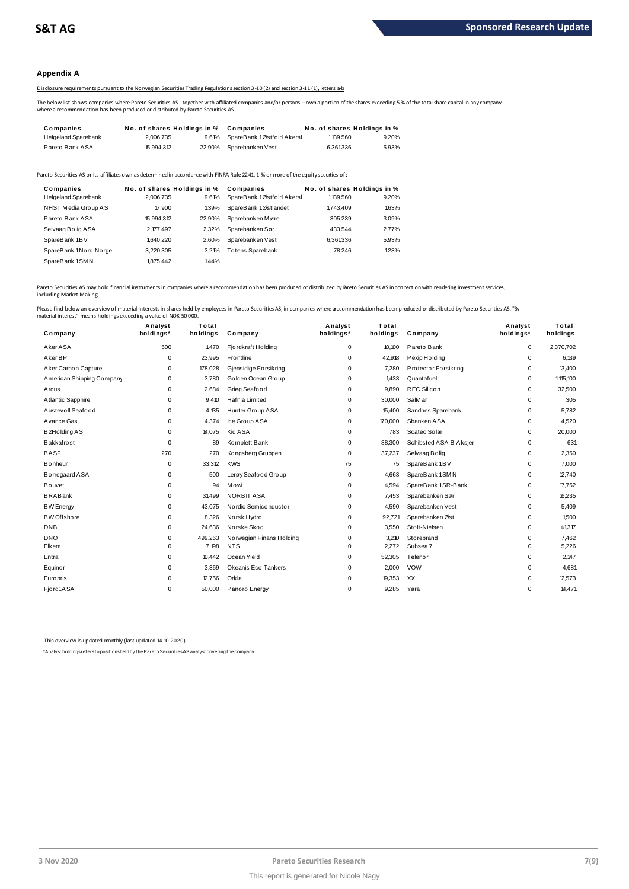## Appendix A

Disclosure requirements pursuant to the Norwegian Securities Trading Regulations section 3-10 (2) and section 3-11 (1), letters a-b

The below list shows companies where Pareto Securities AS - together with affiliated companies and/or persons – own a portion of the shares exceeding 5 % of the total share capital in any company where a recommendation has been produced or distributed by Pareto Securities AS.

| Companies | No. of shares | Holdings in % | Companies | No. of shares | Holdings in % |
|---|---|---|---|---|---|
| Helgeland Sparebank | 2,006,735 | 9.61% | SpareBank 1 Østfold Akersl | 1,139,560 | 9.20% |
| Pareto Bank ASA | 15,994,312 | 22.90% | Sparebanken Vest | 6,361,336 | 5.93% |

Pareto Securities AS or its affiliates own as determined in accordance with FINRA Rule 2241, 1 % or more of the equity securities of:

| Companies | No. of shares | Holdings in % | Companies | No. of shares | Holdings in % |
|---|---|---|---|---|---|
| Helgeland Sparebank | 2,006,735 | 9.61% | SpareBank 1 Østfold Akersl | 1,139,560 | 9.20% |
| NHST Media Group AS | 17,900 | 1.39% | SpareBank 1 Østlandet | 1,743,409 | 1.63% |
| Pareto Bank ASA | 15,994,312 | 22.90% | Sparebanken Møre | 305,239 | 3.09% |
| Selvaag Bolig ASA | 2,177,497 | 2.32% | Sparebanken Sør | 433,544 | 2.77% |
| SpareBank 1 BV | 1,640,220 | 2.60% | Sparebanken Vest | 6,361,336 | 5.93% |
| SpareBank 1 Nord-Norge | 3,220,305 | 3.21% | Totens Sparebank | 78,246 | 1.28% |
| SpareBank 1 SMN | 1,875,442 | 1.44% | | | |

Pareto Securities AS may hold financial instruments in companies where a recommendation has been produced or distributed by Pareto Securities AS in connection with rendering investment services, including Market Making.

Please find below an overview of material interests in shares held by employees in Pareto Securities AS, in companies where a recommendation has been produced or distributed by Pareto Securities AS. "By material interest" means holdings exceeding a value of NOK 50 000.

| Company | Analyst holdings* | Total holdings | Company | Analyst holdings* | Total holdings | Company | Analyst holdings* | Total holdings |
|---|---|---|---|---|---|---|---|---|
| Aker ASA | 500 | 1,470 | Fjordkraft Holding | 0 | 10,100 | Pareto Bank | 0 | 2,370,702 |
| Aker BP | 0 | 23,995 | Frontline | 0 | 42,918 | Pexip Holding | 0 | 6,139 |
| Aker Carbon Capture | 0 | 178,028 | Gjensidige Forsikring | 0 | 7,280 | Protector Forsikring | 0 | 13,400 |
| American Shipping Company | 0 | 3,780 | Golden Ocean Group | 0 | 1,433 | Quantafuel | 0 | 1,115,100 |
| Arcus | 0 | 2,684 | Grieg Seafood | 0 | 9,890 | REC Silicon | 0 | 32,500 |
| Atlantic Sapphire | 0 | 9,410 | Hafnia Limited | 0 | 30,000 | SalMar | 0 | 305 |
| Austevoll Seafood | 0 | 4,135 | Hunter Group ASA | 0 | 15,400 | Sandnes Sparebank | 0 | 5,782 |
| Avance Gas | 0 | 4,374 | Ice Group ASA | 0 | 170,000 | Sbanken ASA | 0 | 4,520 |
| B2Holding AS | 0 | 14,075 | Kid ASA | 0 | 783 | Scatec Solar | 0 | 20,000 |
| Bakkafrost | 0 | 89 | Komplett Bank | 0 | 88,300 | Schibsted ASA B Aksjer | 0 | 631 |
| BASF | 270 | 270 | Kongsberg Gruppen | 0 | 37,237 | Selvaag Bolig | 0 | 2,350 |
| Bonheur | 0 | 33,312 | KWS | 75 | 75 | SpareBank 1 BV | 0 | 7,000 |
| Borregaard ASA | 0 | 500 | Lerøy Seafood Group | 0 | 4,663 | SpareBank 1 SMN | 0 | 12,740 |
| Bouvet | 0 | 94 | Mowi | 0 | 4,594 | SpareBank 1 SR-Bank | 0 | 17,752 |
| BRABank | 0 | 31,499 | NORBIT ASA | 0 | 7,453 | Sparebanken Sør | 0 | 16,235 |
| BW Energy | 0 | 43,075 | Nordic Semiconductor | 0 | 4,590 | Sparebanken Vest | 0 | 5,409 |
| BW Offshore | 0 | 8,326 | Norsk Hydro | 0 | 92,721 | Sparebanken Øst | 0 | 1,500 |
| DNB | 0 | 24,636 | Norske Skog | 0 | 3,550 | Stolt-Nielsen | 0 | 41,317 |
| DNO | 0 | 499,263 | Norwegian Finans Holding | 0 | 3,210 | Storebrand | 0 | 7,462 |
| Elkem | 0 | 7,198 | NTS | 0 | 2,272 | Subsea 7 | 0 | 5,226 |
| Entra | 0 | 10,442 | Ocean Yield | 0 | 52,305 | Telenor | 0 | 2,147 |
| Equinor | 0 | 3,369 | Okeanis Eco Tankers | 0 | 2,000 | VOW | 0 | 4,681 |
| Europris | 0 | 12,756 | Orkla | 0 | 19,353 | XXL | 0 | 12,573 |
| Fjord1 ASA | 0 | 50,000 | Panoro Energy | 0 | 9,285 | Yara | 0 | 14,471 |

This overview is updated monthly (last updated 14.10.2020).

*Analyst holdings refers to positions held by the Pareto Securities AS analyst covering the company.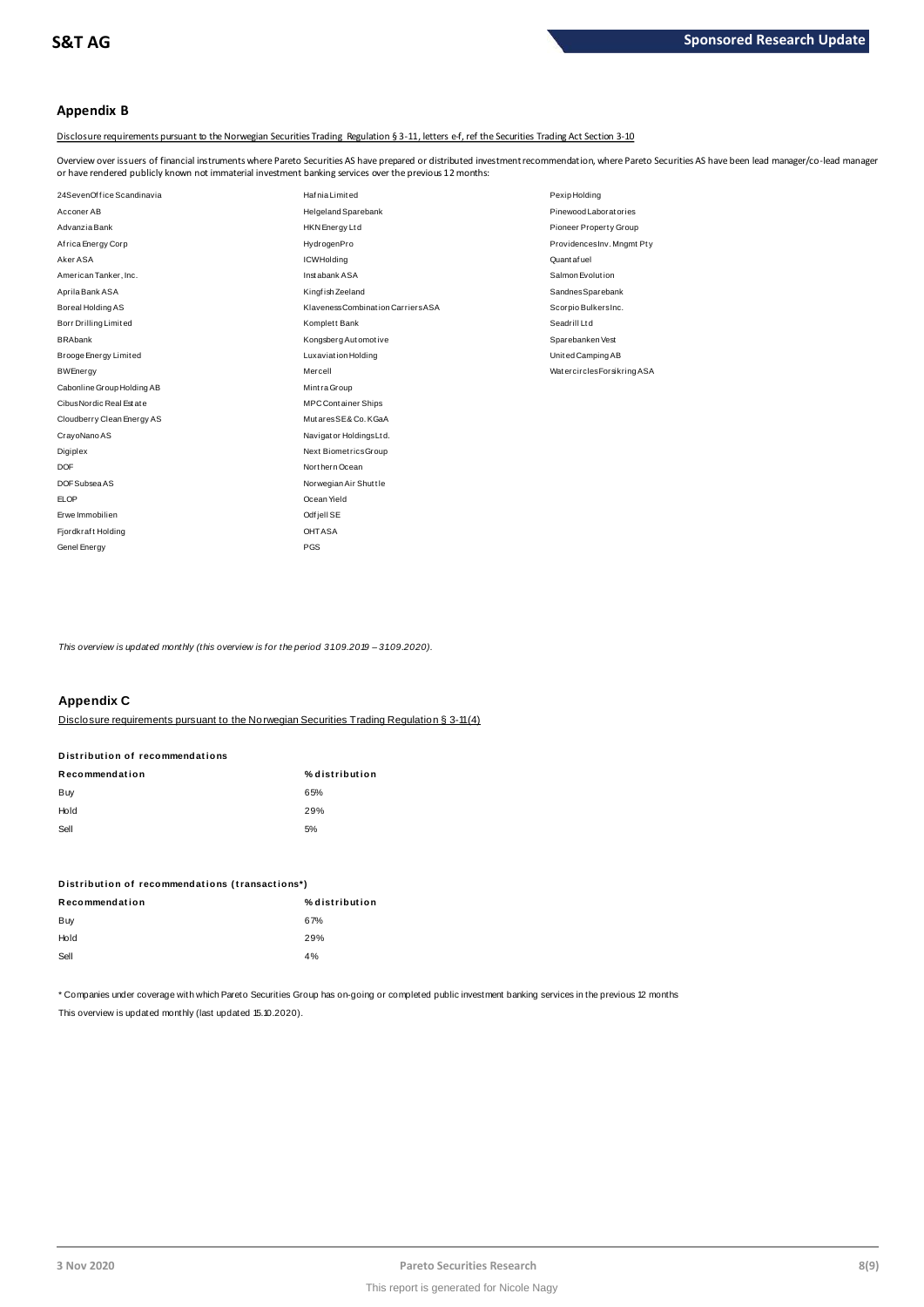## Appendix B

Disclosure requirements pursuant to the Norwegian Securities Trading Regulation § 3-11, letters e-f, ref the Securities Trading Act Section 3-10

Overview over issuers of financial instruments where Pareto Securities AS have prepared or distributed investment recommendation, where Pareto Securities AS have been lead manager/co-lead manager or have rendered publicly known not immaterial investment banking services over the previous 12 months:

- 24SevenOffice Scandinavia
- Acconer AB
- Advanzia Bank
- Africa Energy Corp
- Aker ASA
- American Tanker, Inc.
- Aprila Bank ASA
- Boreal Holding AS
- Borr Drilling Limited
- BRAbank
- Brooge Energy Limited
- BW Energy
- Cabonline Group Holding AB
- Cibus Nordic Real Estate
- Cloudberry Clean Energy AS
- CrayoNano AS
- Digiplex
- DOF
- DOF Subsea AS
- ELOP
- Erwe Immobilien
- Fjordkraft Holding
- Genel Energy
- Hafnia Limited
- Helgeland Sparebank
- HKN Energy Ltd
- HydrogenPro
- ICW Holding
- Instabank ASA
- Kingfish Zeeland
- Klaveness Combination Carriers ASA
- Komplett Bank
- Kongsberg Automotive
- Luxaviation Holding
- Mercell
- Mintra Group
- MPC Container Ships
- Mutares SE & Co. KGaA
- Navigator Holdings Ltd.
- Next Biometrics Group
- Northern Ocean
- Norwegian Air Shuttle
- Ocean Yield
- Odfjell SE
- OHT ASA
- PGS
- Pexip Holding
- Pinewood Laboratories
- Pioneer Property Group
- Providences Inv. Mngmt Pty
- Quantafuel
- Salmon Evolution
- Sandnes Sparebank
- Scorpio Bulkers Inc.
- Seadrill Ltd
- Sparebanken Vest
- United Camping AB
- Watercircles Forsikring ASA

*This overview is updated monthly (this overview is for the period 31.09.2019 – 31.09.2020).*

## Appendix C

Disclosure requirements pursuant to the Norwegian Securities Trading Regulation § 3-11(4)

**Distribution of recommendations**

| Recommendation | % distribution |
|---|---|
| Buy | 65% |
| Hold | 29% |
| Sell | 5% |

**Distribution of recommendations (transactions*)**

| Recommendation | % distribution |
|---|---|
| Buy | 67% |
| Hold | 29% |
| Sell | 4% |

* Companies under coverage with which Pareto Securities Group has on-going or completed public investment banking services in the previous 12 months

This overview is updated monthly (last updated 15.10.2020).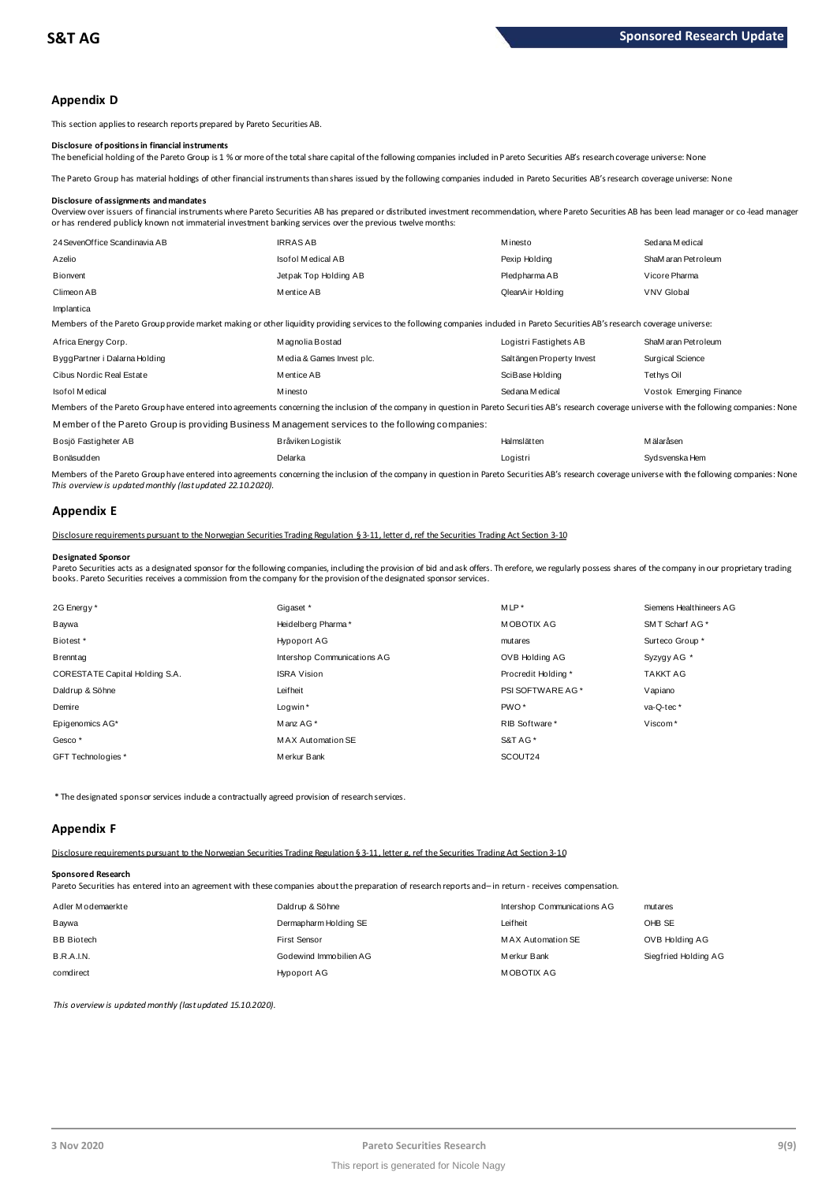## Appendix D

This section applies to research reports prepared by Pareto Securities AB.

**Disclosure of positions in financial instruments**

The beneficial holding of the Pareto Group is 1 % or more of the total share capital of the following companies included in Pareto Securities AB's research coverage universe: None

The Pareto Group has material holdings of other financial instruments than shares issued by the following companies included in Pareto Securities AB's research coverage universe: None

**Disclosure of assignments and mandates**

Overview over issuers of financial instruments where Pareto Securities AB has prepared or distributed investment recommendation, where Pareto Securities AB has been lead manager or co-lead manager or has rendered publicly known not immaterial investment banking services over the previous twelve months:

| | | | |
|---|---|---|---|
| 24SevenOffice Scandinavia AB | IRRAS AB | Minesto | Sedana Medical |
| Azelio | Isofol Medical AB | Pexip Holding | ShaMaran Petroleum |
| Bionvent | Jetpak Top Holding AB | Pledpharma AB | Vicore Pharma |
| Climeon AB | Mentice AB | QleanAir Holding | VNV Global |
| Implantica | | | |

Members of the Pareto Group provide market making or other liquidity providing services to the following companies included in Pareto Securities AB's research coverage universe:

| | | | |
|---|---|---|---|
| Africa Energy Corp. | Magnolia Bostad | Logistri Fastighets AB | ShaMaran Petroleum |
| ByggPartner i Dalarna Holding | Media & Games Invest plc. | Saltängen Property Invest | Surgical Science |
| Cibus Nordic Real Estate | Mentice AB | SciBase Holding | Tethys Oil |
| Isofol Medical | Minesto | Sedana Medical | Vostok Emerging Finance |

Members of the Pareto Group have entered into agreements concerning the inclusion of the company in question in Pareto Securities AB's research coverage universe with the following companies: None

Member of the Pareto Group is providing Business Management services to the following companies:

| | | | |
|---|---|---|---|
| Bosjö Fastigheter AB | Bråviken Logistik | Halmslätten | Mälaråsen |
| Bonäsudden | Delarka | Logistri | Sydsvenska Hem |

Members of the Pareto Group have entered into agreements concerning the inclusion of the company in question in Pareto Securities AB's research coverage universe with the following companies: None

*This overview is updated monthly (last updated 22.10.2020).*

## Appendix E

Disclosure requirements pursuant to the Norwegian Securities Trading Regulation § 3-11, letter d, ref the Securities Trading Act Section 3-10

**Designated Sponsor**

Pareto Securities acts as a designated sponsor for the following companies, including the provision of bid and ask offers. Therefore, we regularly possess shares of the company in our proprietary trading books. Pareto Securities receives a commission from the company for the provision of the designated sponsor services.

| | | | |
|---|---|---|---|
| 2G Energy * | Gigaset * | MLP * | Siemens Healthineers AG |
| Baywa | Heidelberg Pharma * | MOBOTIX AG | SMT Scharf AG * |
| Biotest * | Hypoport AG | mutares | Surteco Group * |
| Brenntag | Intershop Communications AG | OVB Holding AG | Syzygy AG * |
| CORESTATE Capital Holding S.A. | ISRA Vision | Procredit Holding * | TAKKT AG |
| Daldrup & Söhne | Leifheit | PSI SOFTWARE AG * | Vapiano |
| Demire | Logwin * | PWO * | va-Q-tec * |
| Epigenomics AG* | Manz AG * | RIB Software * | Viscom * |
| Gesco * | MAX Automation SE | S&T AG * | |
| GFT Technologies * | Merkur Bank | SCOUT24 | |

\* The designated sponsor services include a contractually agreed provision of research services.

## Appendix F

Disclosure requirements pursuant to the Norwegian Securities Trading Regulation § 3-11, letter g, ref the Securities Trading Act Section 3-10

**Sponsored Research**

Pareto Securities has entered into an agreement with these companies about the preparation of research reports and – in return - receives compensation.

| | | | |
|---|---|---|---|
| Adler Modemaerkte | Daldrup & Söhne | Intershop Communications AG | mutares |
| Baywa | Dermapharm Holding SE | Leifheit | OHB SE |
| BB Biotech | First Sensor | MAX Automation SE | OVB Holding AG |
| B.R.A.I.N. | Godewind Immobilien AG | Merkur Bank | Siegfried Holding AG |
| comdirect | Hypoport AG | MOBOTIX AG | |

*This overview is updated monthly (last updated 15.10.2020).*